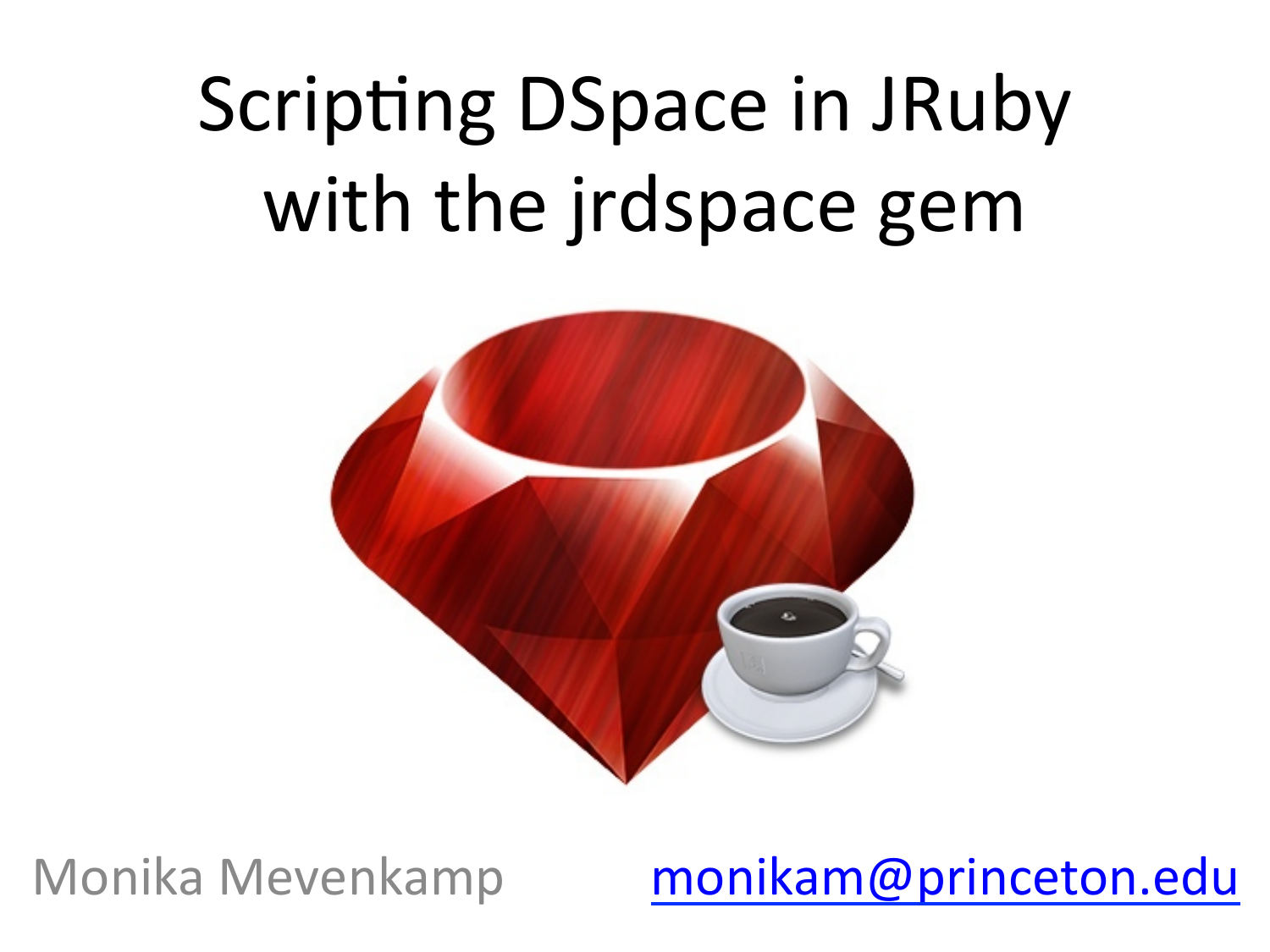# Scripting DSpace in JRuby with the jrdspace gem

Monika Mevenkamp

monikam@princeton.edu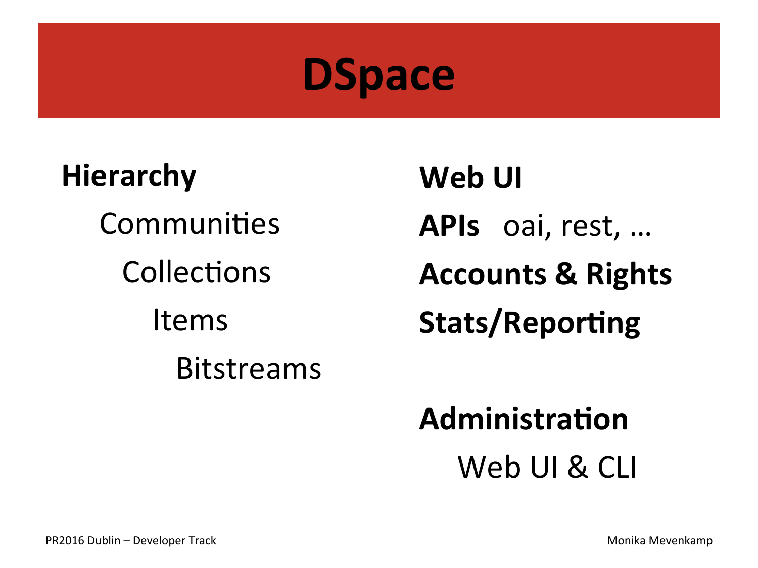# DSpace

**Hierarchy**

- Communities
  - Collections
    - Items
      - Bitstreams

**Web UI**

**APIs** oai, rest, …

**Accounts & Rights**

**Stats/Reporting**

**Administration**

- Web UI & CLI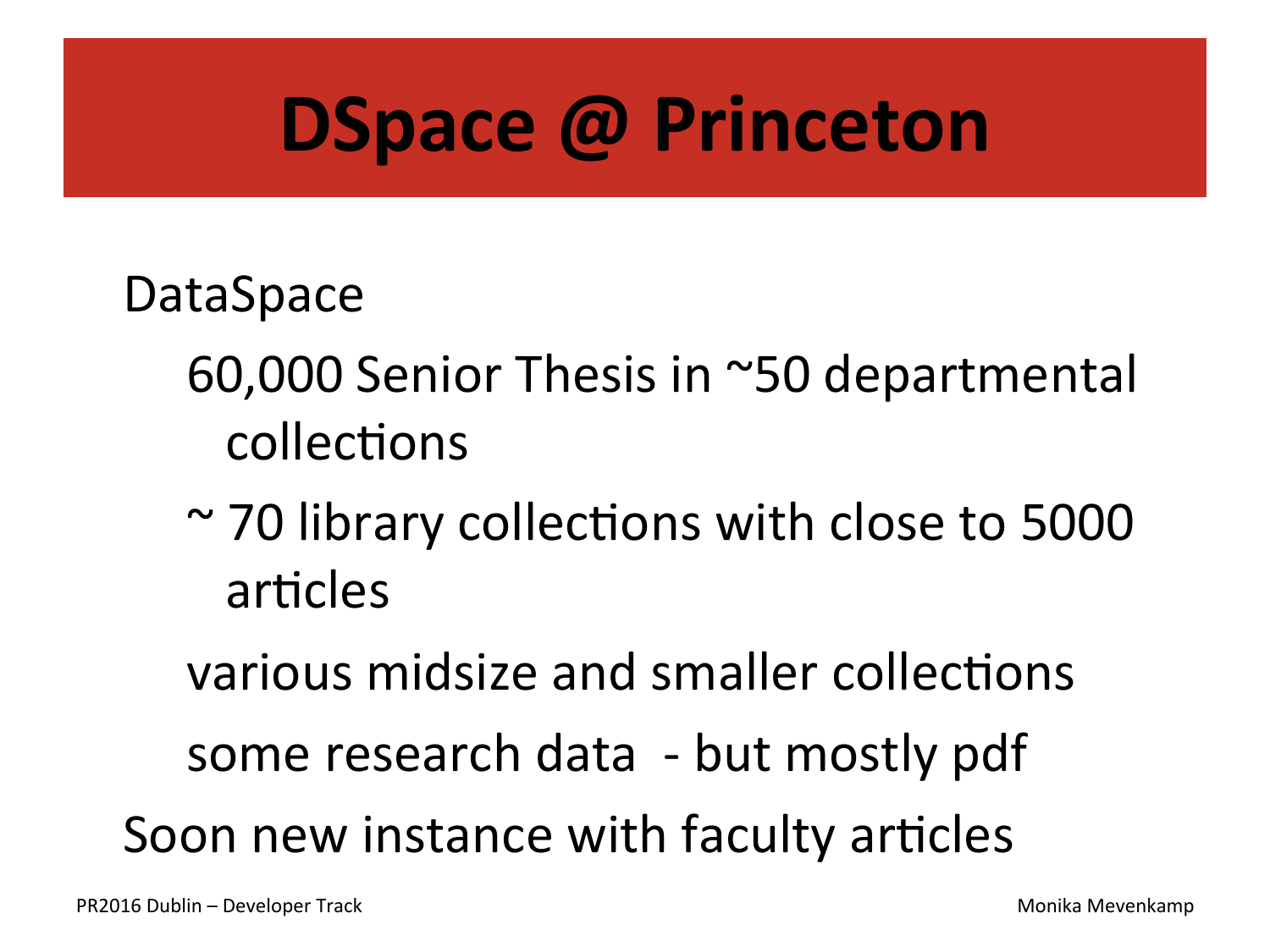# DSpace @ Princeton

- DataSpace
  - 60,000 Senior Thesis in ~50 departmental collections
  - ~ 70 library collections with close to 5000 articles
  - various midsize and smaller collections
  - some research data - but mostly pdf
- Soon new instance with faculty articles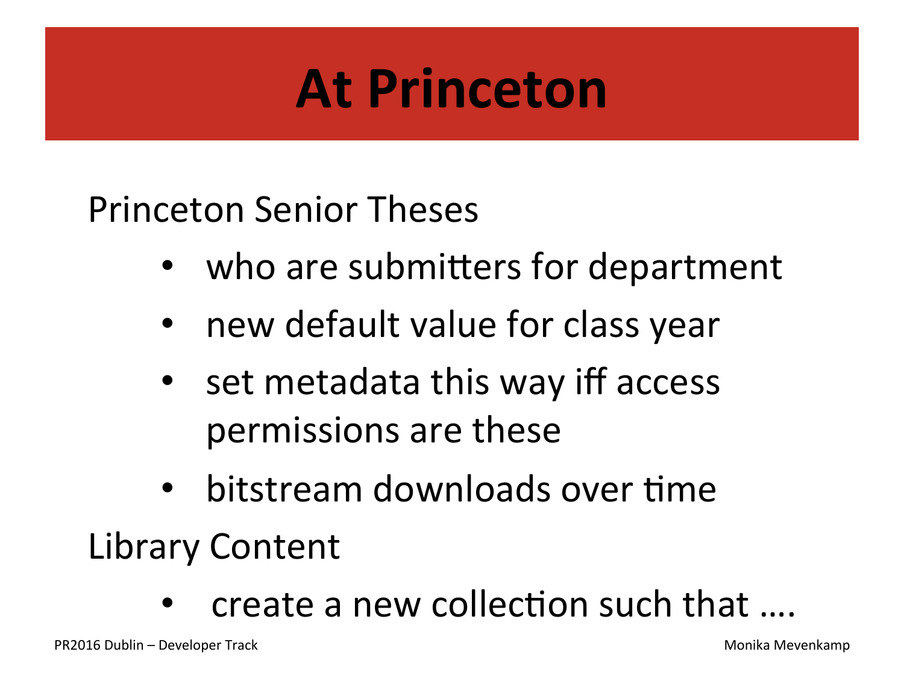# At Princeton

Princeton Senior Theses

- who are submitters for department
- new default value for class year
- set metadata this way iff access permissions are these
- bitstream downloads over time

Library Content

- create a new collection such that ….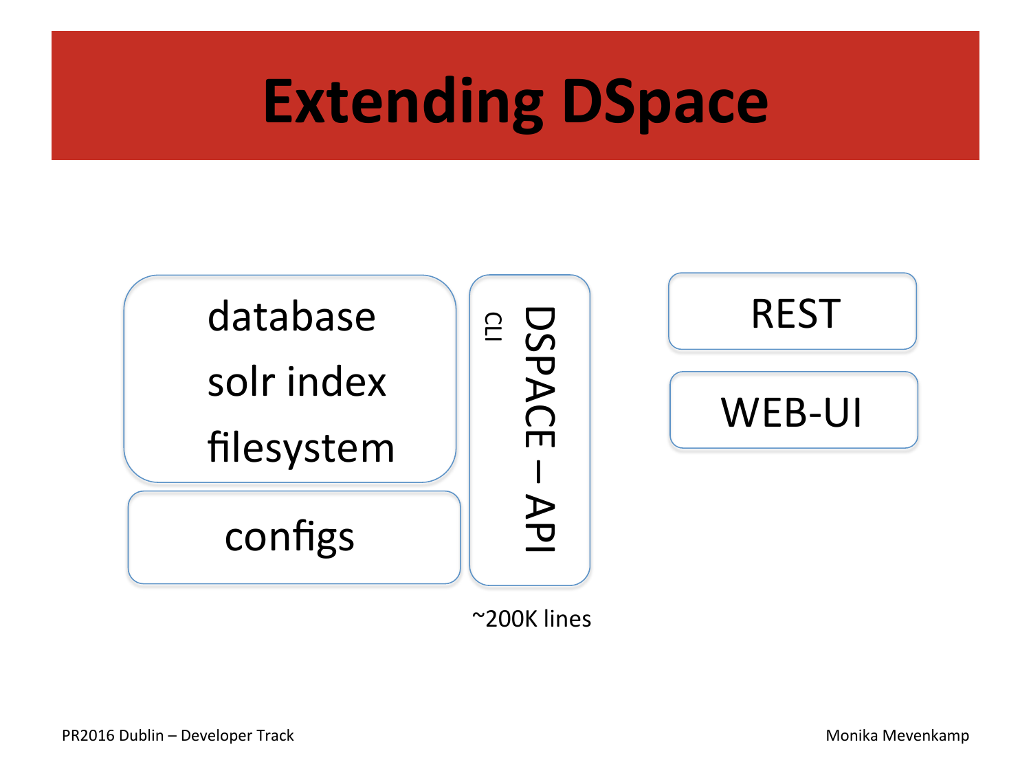# Extending DSpace

database

solr index

filesystem

configs

CLI

DSPACE – API

~200K lines

REST

WEB-UI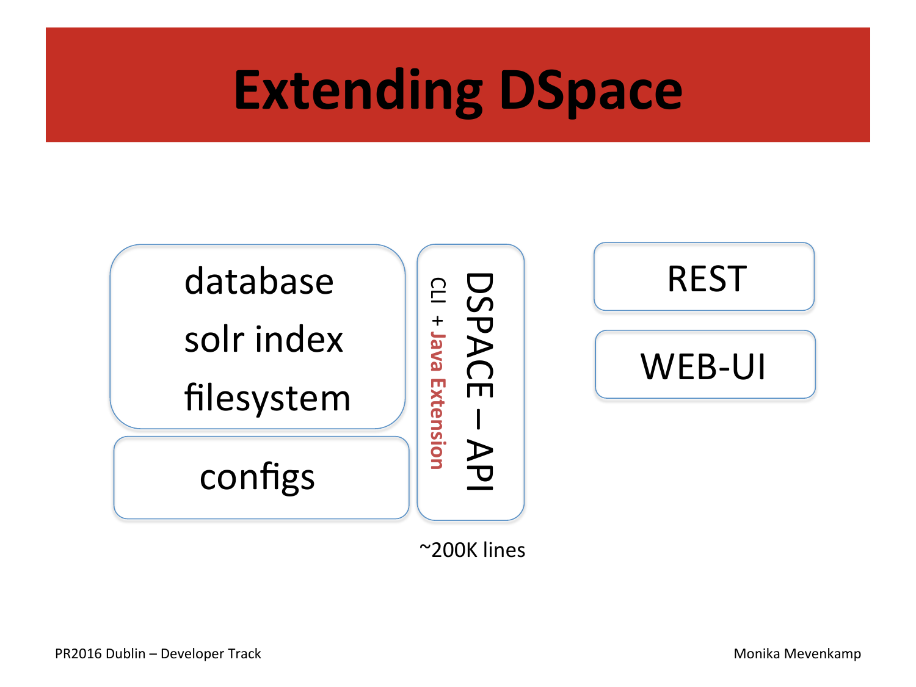# Extending DSpace

database

solr index

filesystem

configs

DSPACE – API

CLI + **Java Extension**

~200K lines

REST

WEB-UI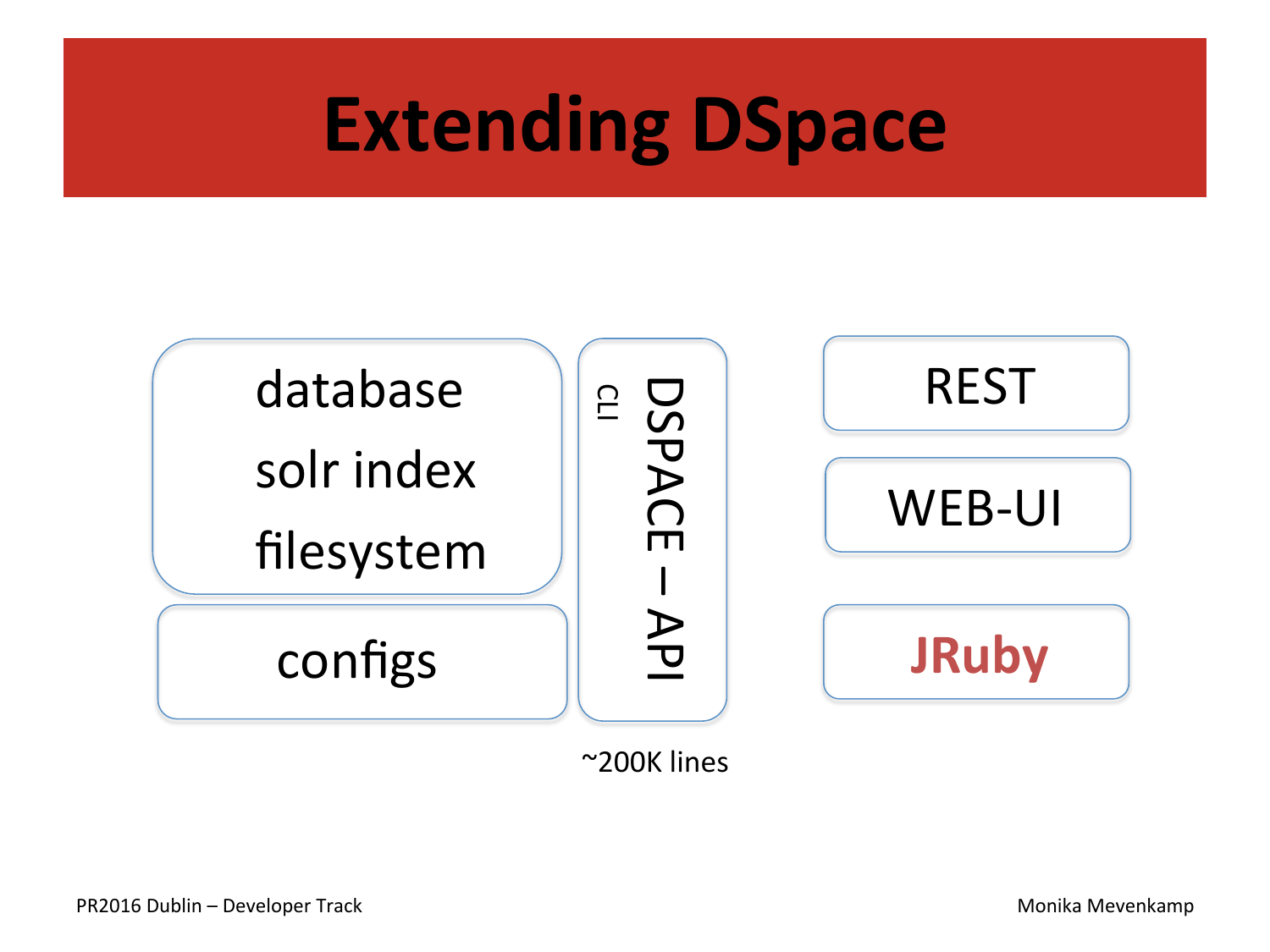# Extending DSpace

database

solr index

filesystem

configs

CLI

DSPACE – API

~200K lines

REST

WEB-UI

**JRuby**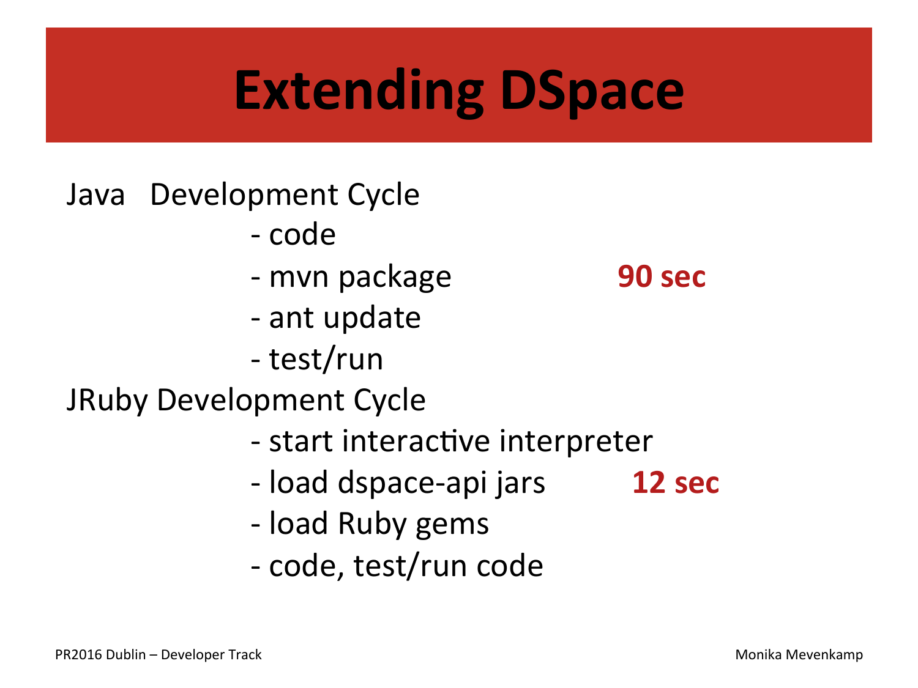# Extending DSpace

Java Development Cycle

- code
- mvn package **90 sec**
- ant update
- test/run

JRuby Development Cycle

- start interactive interpreter
- load dspace-api jars **12 sec**
- load Ruby gems
- code, test/run code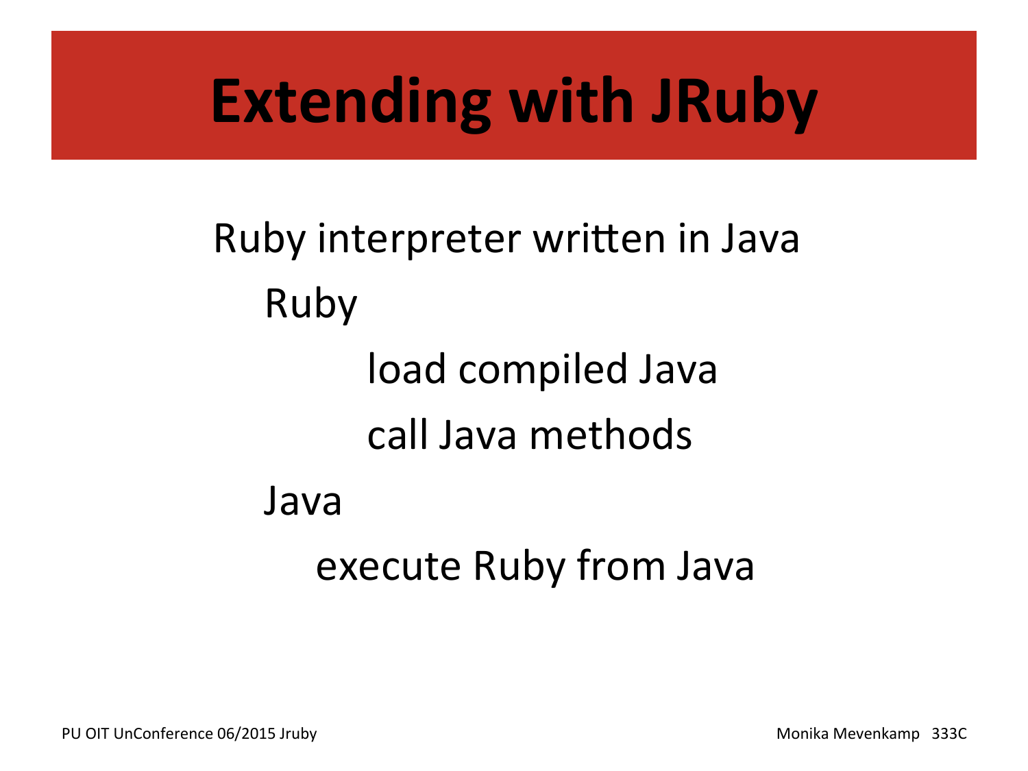# Extending with JRuby

Ruby interpreter written in Java

- Ruby
  - load compiled Java
  - call Java methods
- Java
  - execute Ruby from Java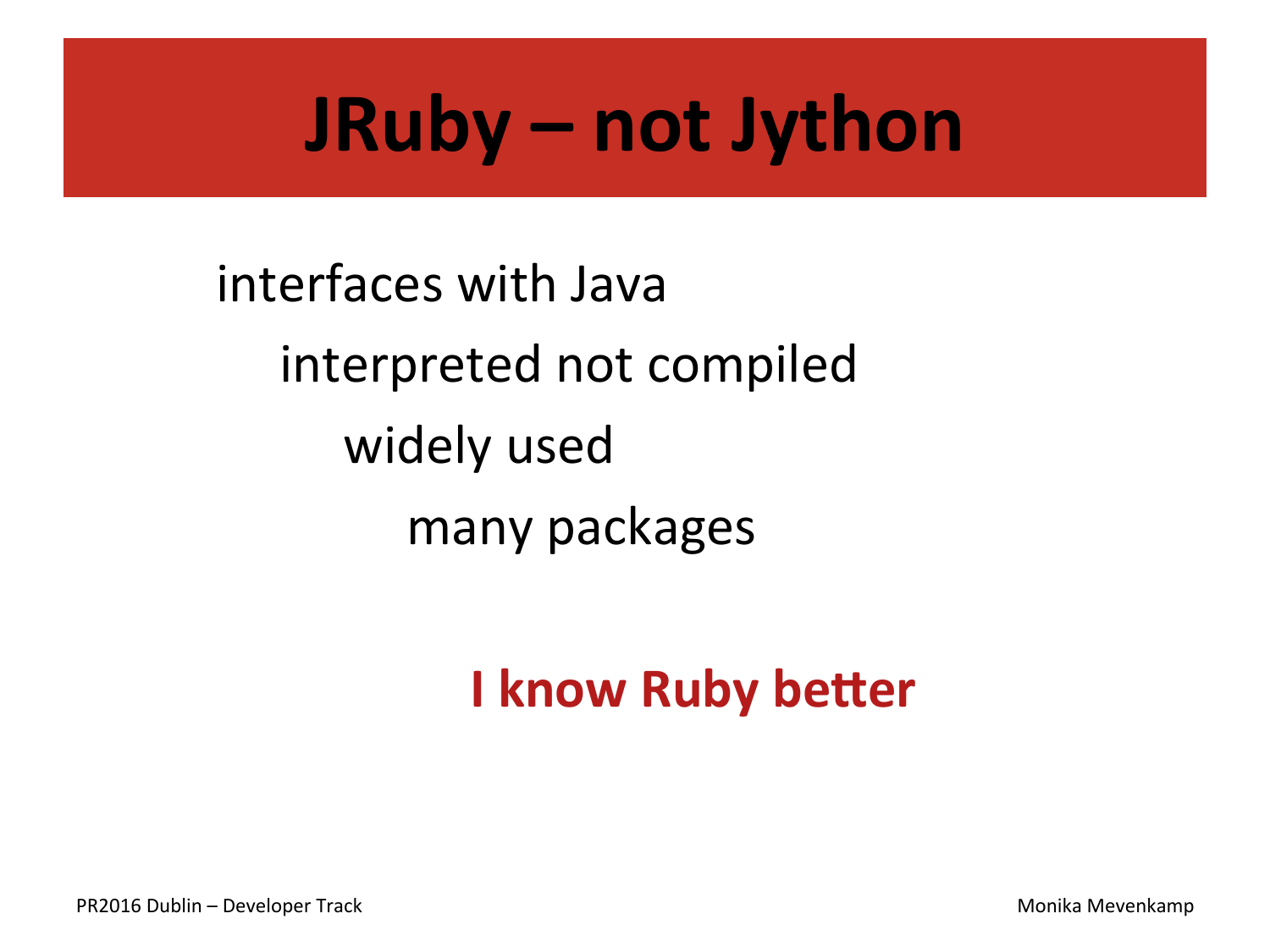# JRuby – not Jython

interfaces with Java

interpreted not compiled

widely used

many packages

**I know Ruby better**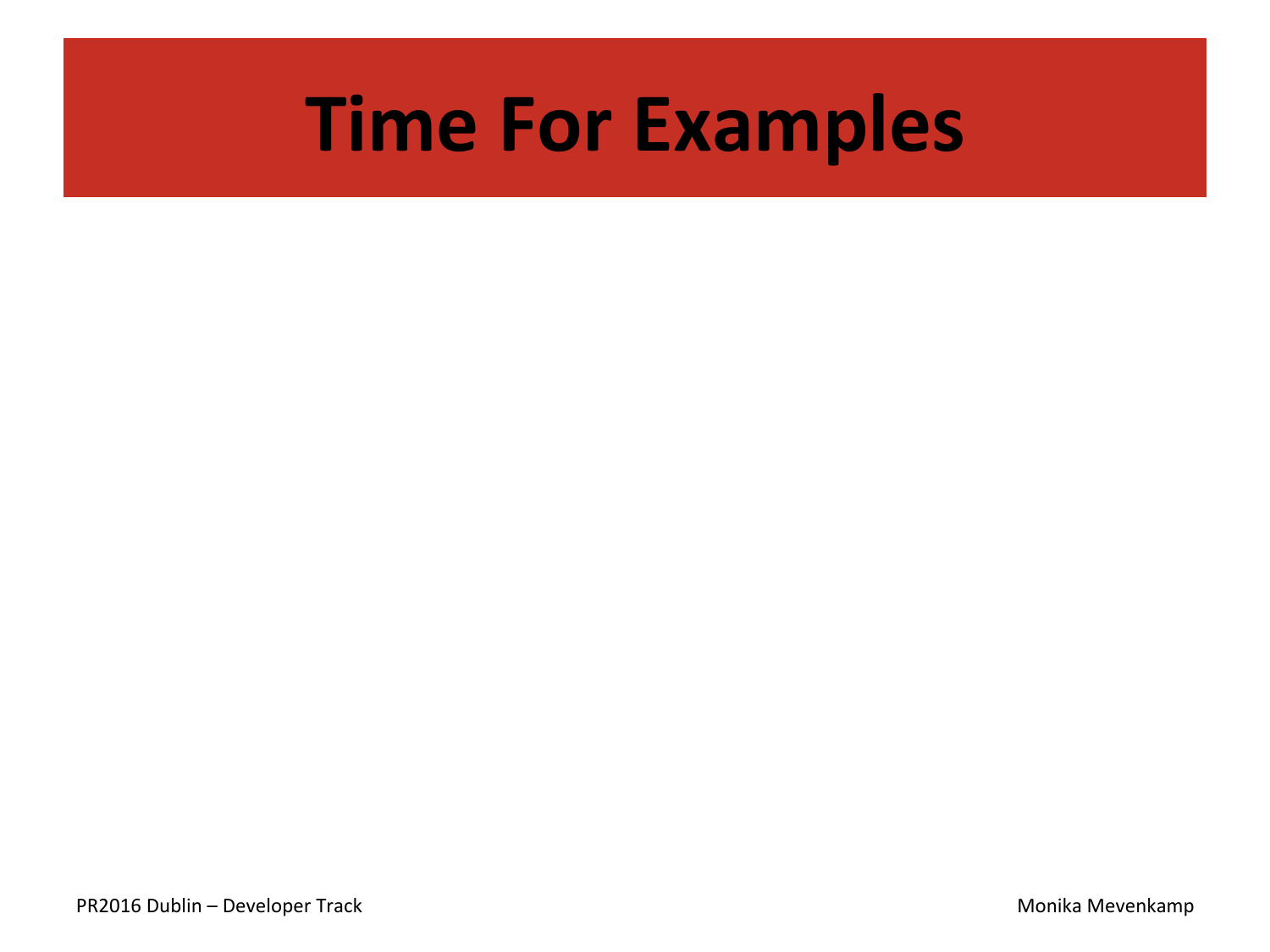# Time For Examples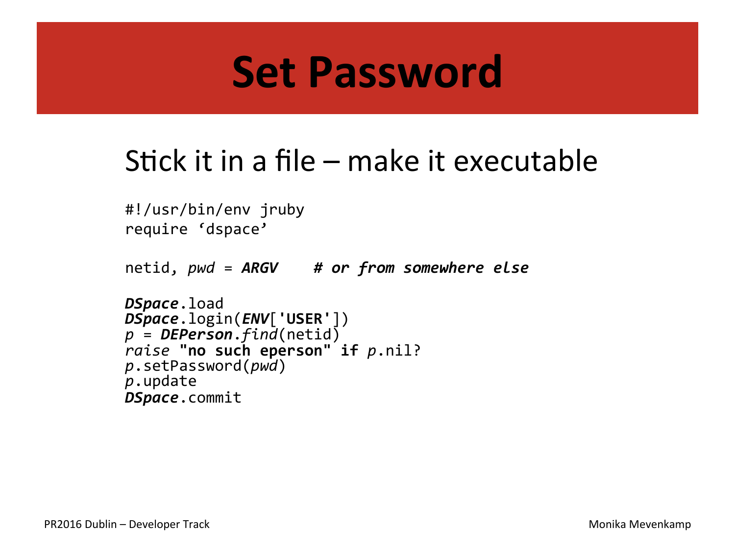# Set Password

## Stick it in a file – make it executable

```
#!/usr/bin/env jruby
require ‘dspace’

netid, pwd = ARGV    # or from somewhere else

DSpace.load
DSpace.login(ENV['USER'])
p = DEPerson.find(netid)
raise "no such eperson" if p.nil?
p.setPassword(pwd)
p.update
DSpace.commit
```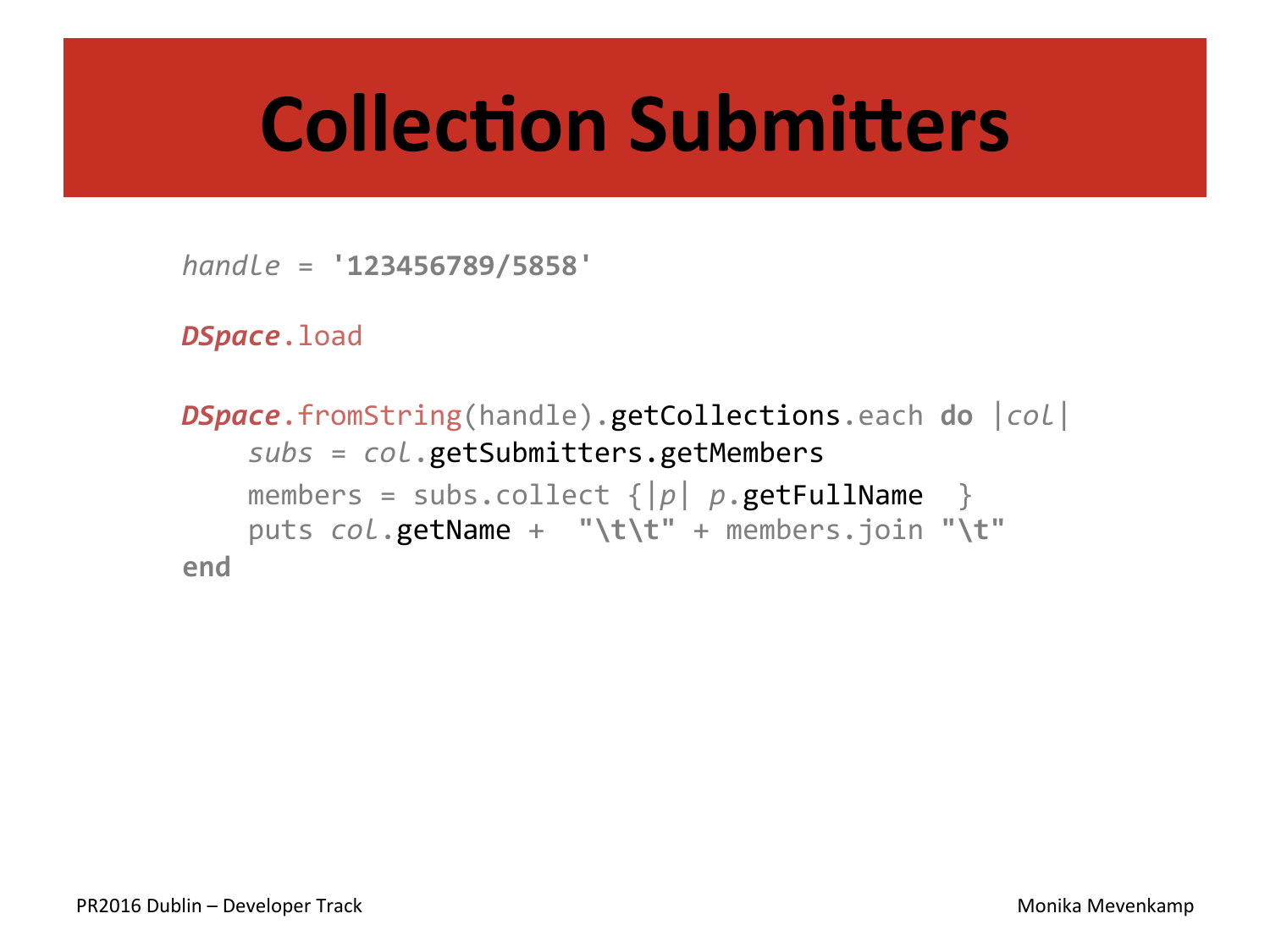# Collection Submitters

```
handle = '123456789/5858'

DSpace.load

DSpace.fromString(handle).getCollections.each do |col|
    subs = col.getSubmitters.getMembers
    members = subs.collect {|p| p.getFullName  }
    puts col.getName +  "\t\t" + members.join "\t"
end
```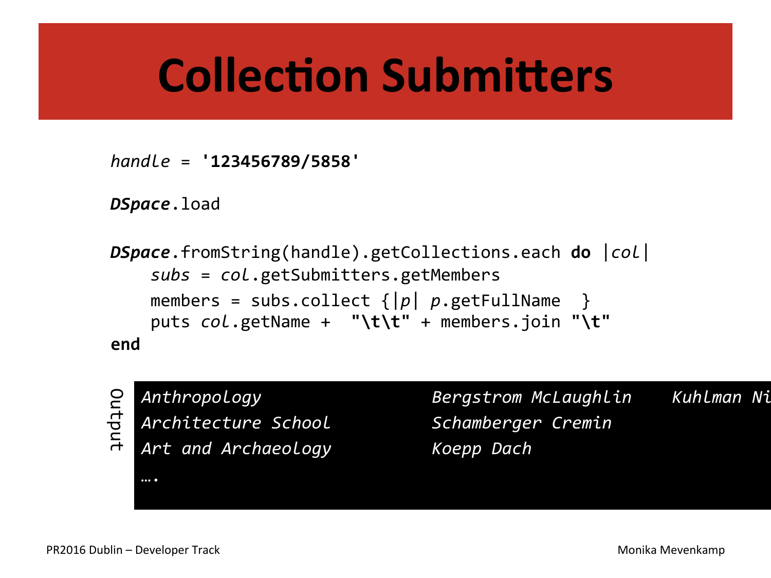# Collection Submitters

```ruby
handle = '123456789/5858'

DSpace.load

DSpace.fromString(handle).getCollections.each do |col|
    subs = col.getSubmitters.getMembers
    members = subs.collect {|p| p.getFullName  }
    puts col.getName +  "\t\t" + members.join "\t"
end
```

Output

```
Anthropology                Bergstrom McLaughlin    Kuhlman Ni
Architecture School         Schamberger Cremin
Art and Archaeology         Koepp Dach
….
```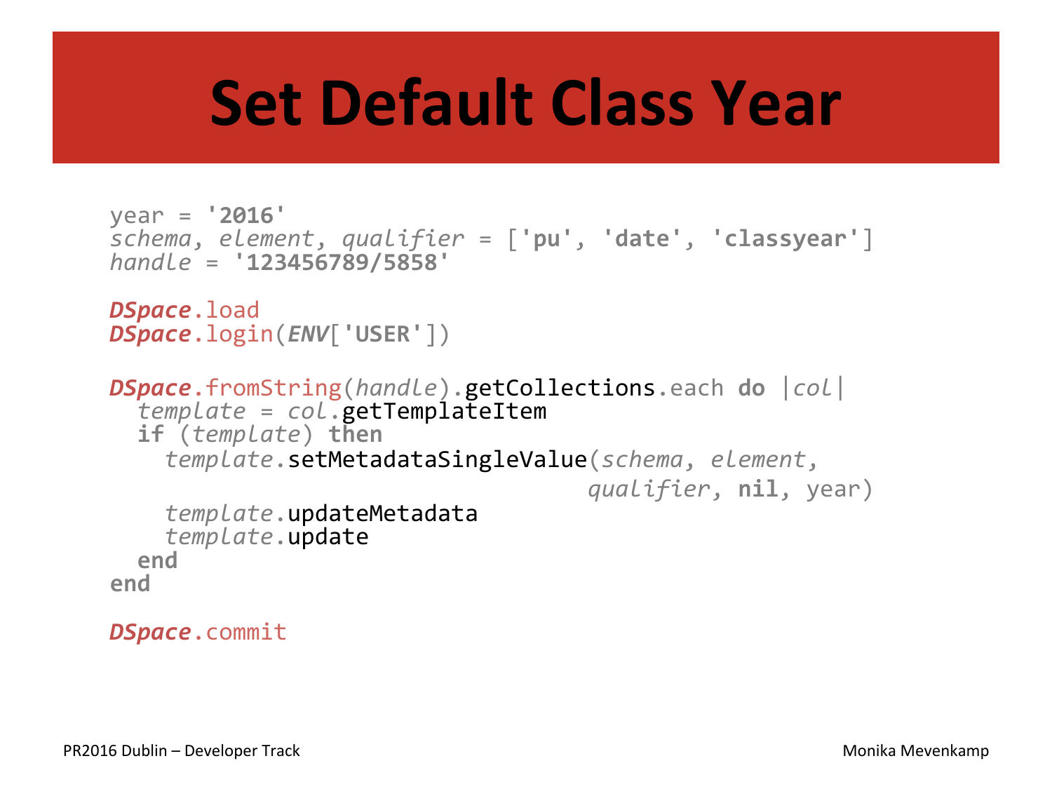# Set Default Class Year

```
year = '2016'
schema, element, qualifier = ['pu', 'date', 'classyear']
handle = '123456789/5858'

DSpace.load
DSpace.login(ENV['USER'])

DSpace.fromString(handle).getCollections.each do |col|
  template = col.getTemplateItem
  if (template) then
    template.setMetadataSingleValue(schema, element,
                                    qualifier, nil, year)
    template.updateMetadata
    template.update
  end
end

DSpace.commit
```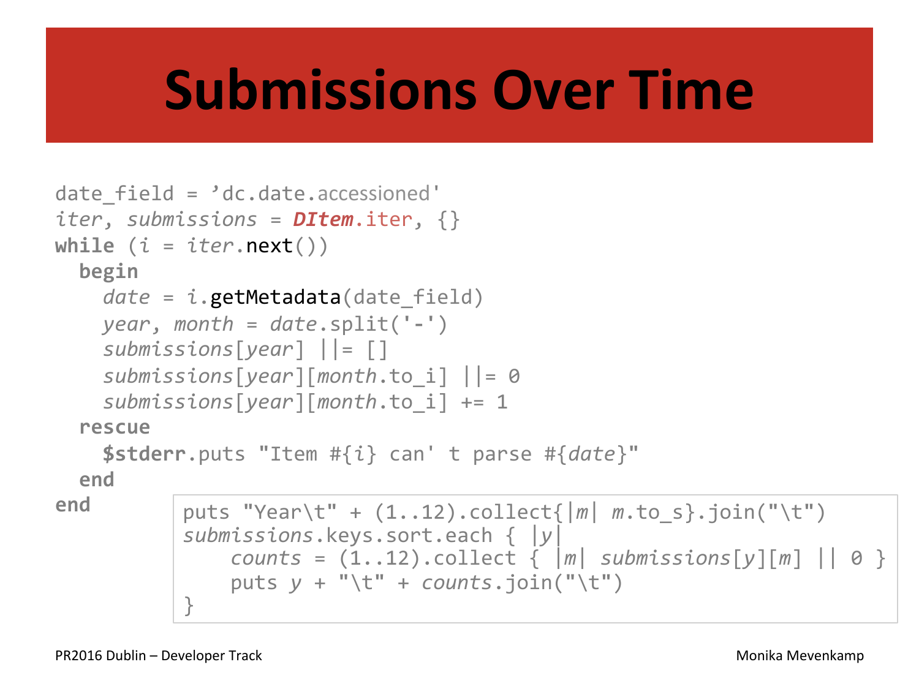# Submissions Over Time

```
date_field = ’dc.date.accessioned'
iter, submissions = DItem.iter, {}
while (i = iter.next())
  begin
    date = i.getMetadata(date_field)
    year, month = date.split('-')
    submissions[year] ||= []
    submissions[year][month.to_i] ||= 0
    submissions[year][month.to_i] += 1
  rescue
    $stderr.puts "Item #{i} can' t parse #{date}"
  end
end
```

```
puts "Year\t" + (1..12).collect{|m| m.to_s}.join("\t")
submissions.keys.sort.each { |y|
    counts = (1..12).collect { |m| submissions[y][m] || 0 }
    puts y + "\t" + counts.join("\t")
}
```

PR2016 Dublin – Developer Track

Monika Mevenkamp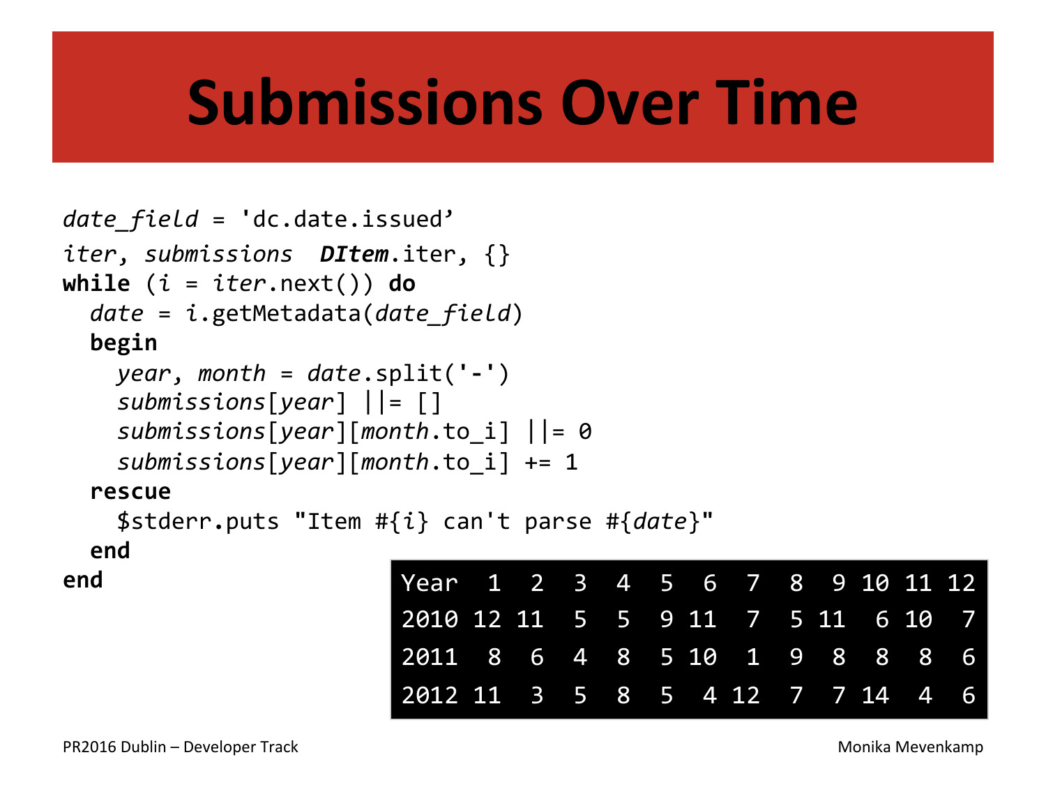# Submissions Over Time

```
date_field = 'dc.date.issued'
iter, submissions  DItem.iter, {}
while (i = iter.next()) do
  date = i.getMetadata(date_field)
  begin
    year, month = date.split('-')
    submissions[year] ||= []
    submissions[year][month.to_i] ||= 0
    submissions[year][month.to_i] += 1
  rescue
    $stderr.puts "Item #{i} can't parse #{date}"
  end
end
```

| Year | 1 | 2 | 3 | 4 | 5 | 6 | 7 | 8 | 9 | 10 | 11 | 12 |
|---|---|---|---|---|---|---|---|---|---|---|---|---|
| 2010 | 12 | 11 | 5 | 5 | 9 | 11 | 7 | 5 | 11 | 6 | 10 | 7 |
| 2011 | 8 | 6 | 4 | 8 | 5 | 10 | 1 | 9 | 8 | 8 | 8 | 6 |
| 2012 | 11 | 3 | 5 | 8 | 5 | 4 | 12 | 7 | 7 | 14 | 4 | 6 |

PR2016 Dublin – Developer Track

Monika Mevenkamp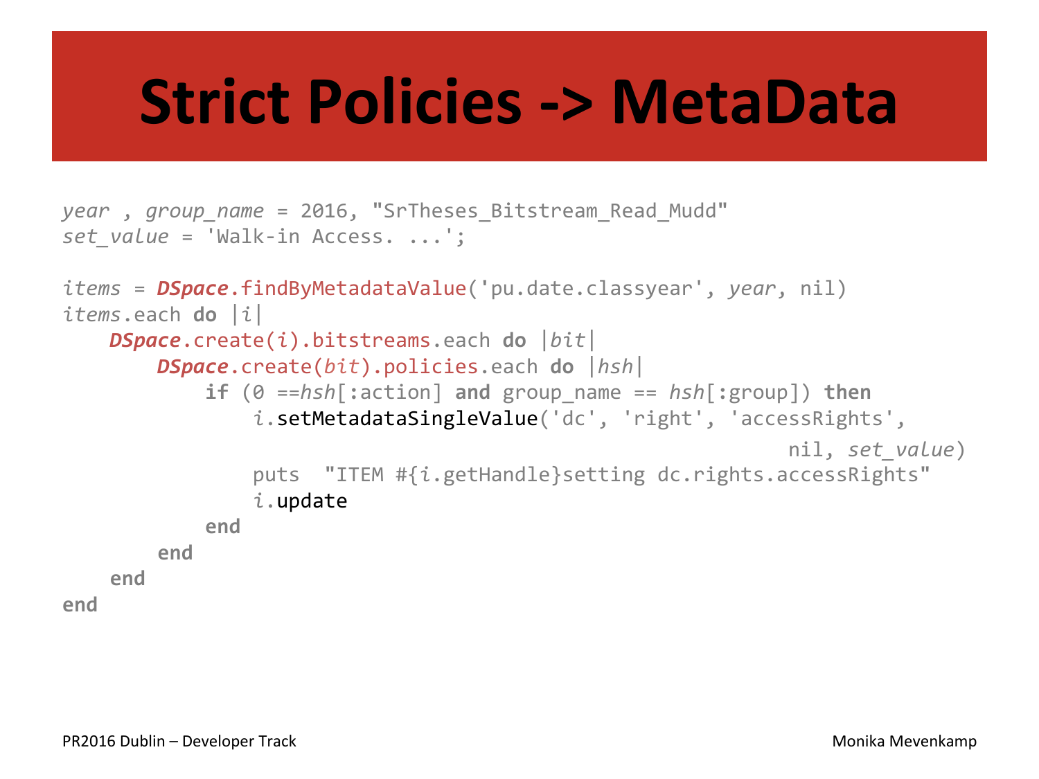# Strict Policies -> MetaData

```
year , group_name = 2016, "SrTheses_Bitstream_Read_Mudd"
set_value = 'Walk-in Access. ...';

items = DSpace.findByMetadataValue('pu.date.classyear', year, nil)
items.each do |i|
    DSpace.create(i).bitstreams.each do |bit|
        DSpace.create(bit).policies.each do |hsh|
            if (0 ==hsh[:action] and group_name == hsh[:group]) then
                i.setMetadataSingleValue('dc', 'right', 'accessRights',
                                                             nil, set_value)
                puts  "ITEM #{i.getHandle}setting dc.rights.accessRights"
                i.update
            end
        end
    end
end
```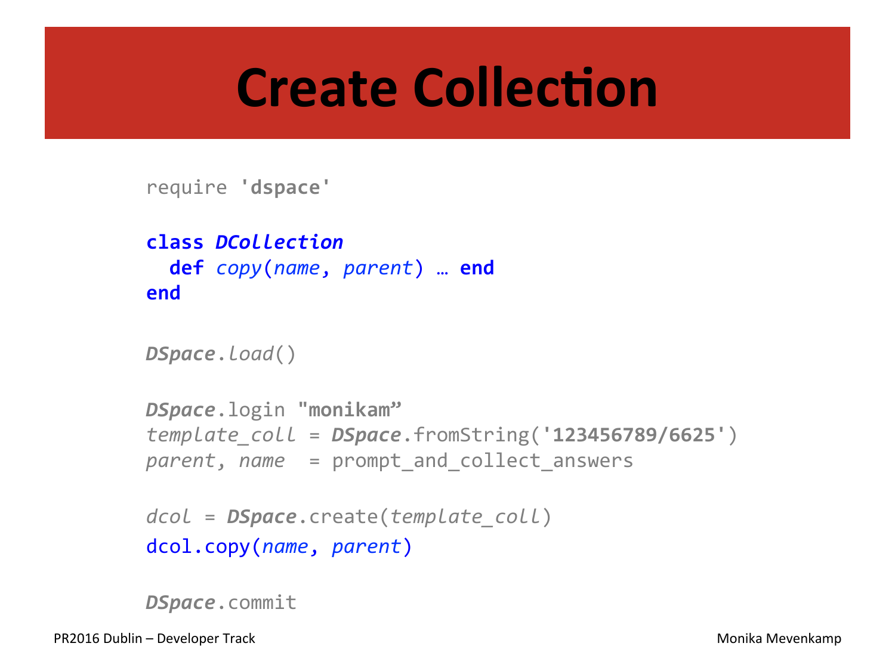# Create Collection

```
require 'dspace'

class DCollection
  def copy(name, parent) … end
end

DSpace.load()

DSpace.login "monikam”
template_coll = DSpace.fromString('123456789/6625')
parent, name  = prompt_and_collect_answers

dcol = DSpace.create(template_coll)
dcol.copy(name, parent)

DSpace.commit
```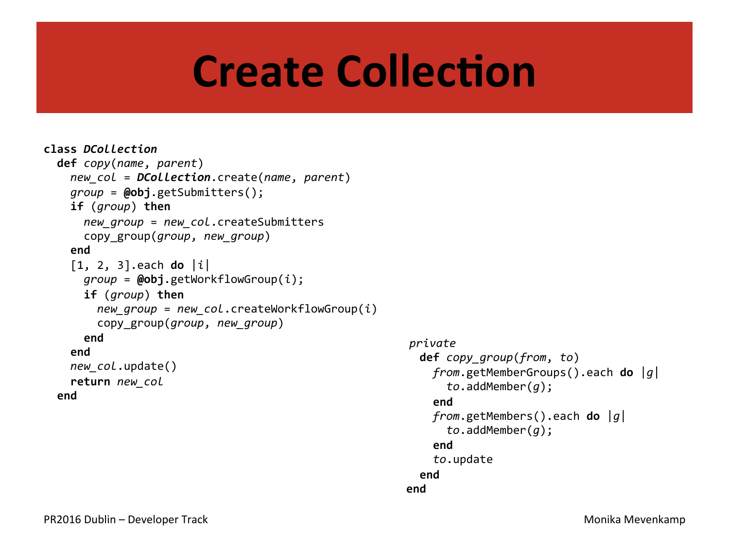# Create Collection

```
class DCollection
  def copy(name, parent)
    new_col = DCollection.create(name, parent)
    group = @obj.getSubmitters();
    if (group) then
      new_group = new_col.createSubmitters
      copy_group(group, new_group)
    end
    [1, 2, 3].each do |i|
      group = @obj.getWorkflowGroup(i);
      if (group) then
        new_group = new_col.createWorkflowGroup(i)
        copy_group(group, new_group)
      end
    end
    new_col.update()
    return new_col
  end

  private
    def copy_group(from, to)
      from.getMemberGroups().each do |g|
        to.addMember(g);
      end
      from.getMembers().each do |g|
        to.addMember(g);
      end
      to.update
    end
end
```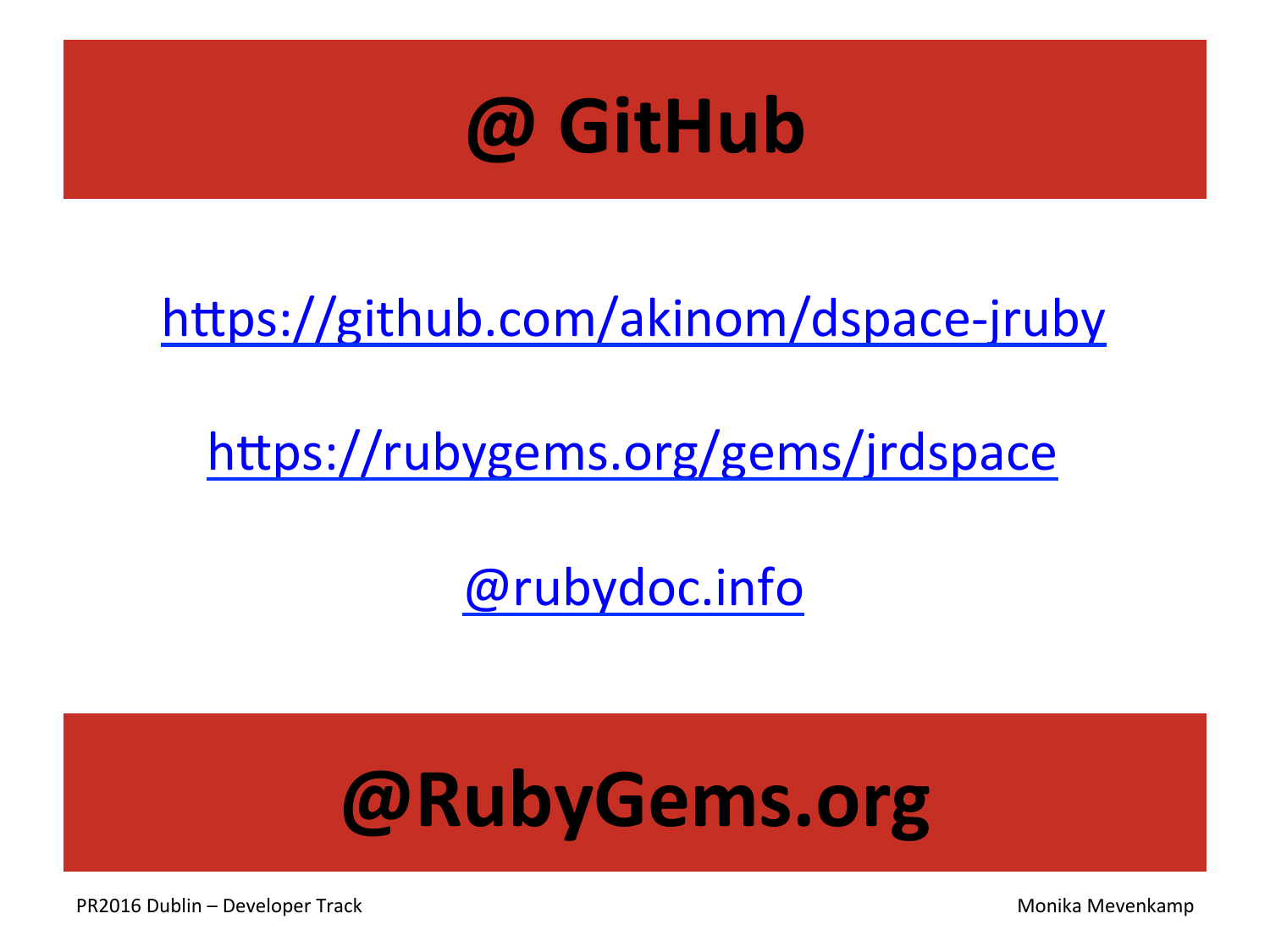# @ GitHub

https://github.com/akinom/dspace-jruby

https://rubygems.org/gems/jrdspace

@rubydoc.info

# @RubyGems.org